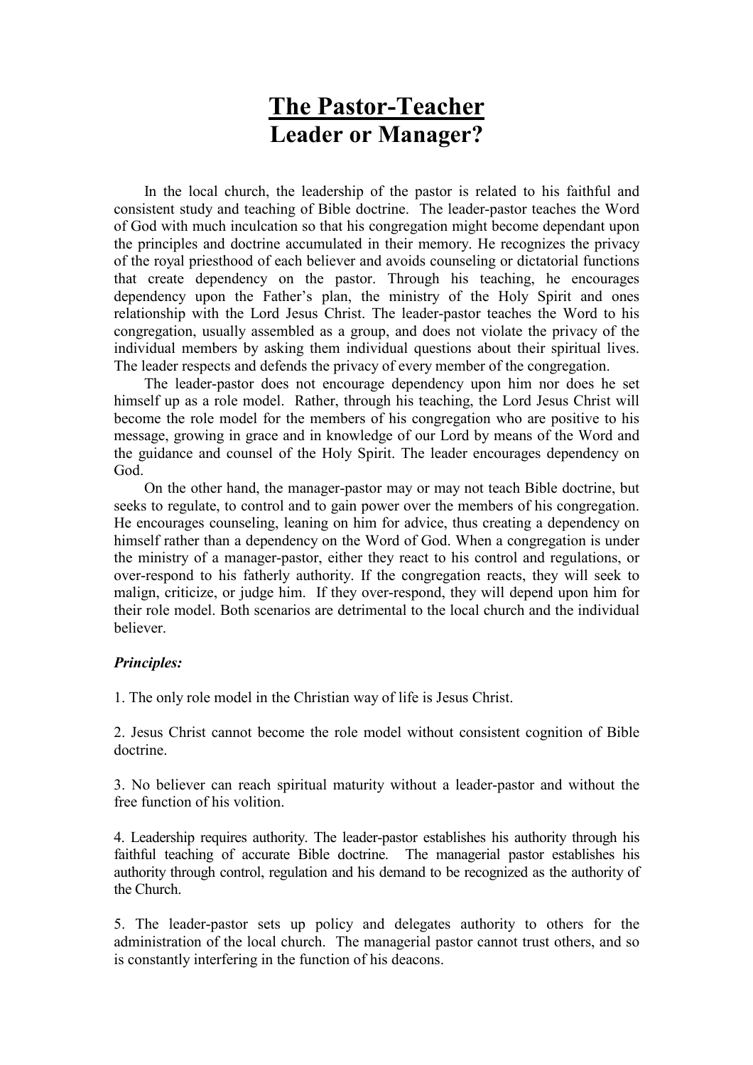# **<u>The Pastor-Teacher</u>**
# **Leader or Manager?**

In the local church, the leadership of the pastor is related to his faithful and consistent study and teaching of Bible doctrine. The leader-pastor teaches the Word of God with much inculcation so that his congregation might become dependant upon the principles and doctrine accumulated in their memory. He recognizes the privacy of the royal priesthood of each believer and avoids counseling or dictatorial functions that create dependency on the pastor. Through his teaching, he encourages dependency upon the Father's plan, the ministry of the Holy Spirit and ones relationship with the Lord Jesus Christ. The leader-pastor teaches the Word to his congregation, usually assembled as a group, and does not violate the privacy of the individual members by asking them individual questions about their spiritual lives. The leader respects and defends the privacy of every member of the congregation.

The leader-pastor does not encourage dependency upon him nor does he set himself up as a role model. Rather, through his teaching, the Lord Jesus Christ will become the role model for the members of his congregation who are positive to his message, growing in grace and in knowledge of our Lord by means of the Word and the guidance and counsel of the Holy Spirit. The leader encourages dependency on God.

On the other hand, the manager-pastor may or may not teach Bible doctrine, but seeks to regulate, to control and to gain power over the members of his congregation. He encourages counseling, leaning on him for advice, thus creating a dependency on himself rather than a dependency on the Word of God. When a congregation is under the ministry of a manager-pastor, either they react to his control and regulations, or over-respond to his fatherly authority. If the congregation reacts, they will seek to malign, criticize, or judge him. If they over-respond, they will depend upon him for their role model. Both scenarios are detrimental to the local church and the individual believer.

***Principles:***

1. The only role model in the Christian way of life is Jesus Christ.

2. Jesus Christ cannot become the role model without consistent cognition of Bible doctrine.

3. No believer can reach spiritual maturity without a leader-pastor and without the free function of his volition.

4. Leadership requires authority. The leader-pastor establishes his authority through his faithful teaching of accurate Bible doctrine. The managerial pastor establishes his authority through control, regulation and his demand to be recognized as the authority of the Church.

5. The leader-pastor sets up policy and delegates authority to others for the administration of the local church. The managerial pastor cannot trust others, and so is constantly interfering in the function of his deacons.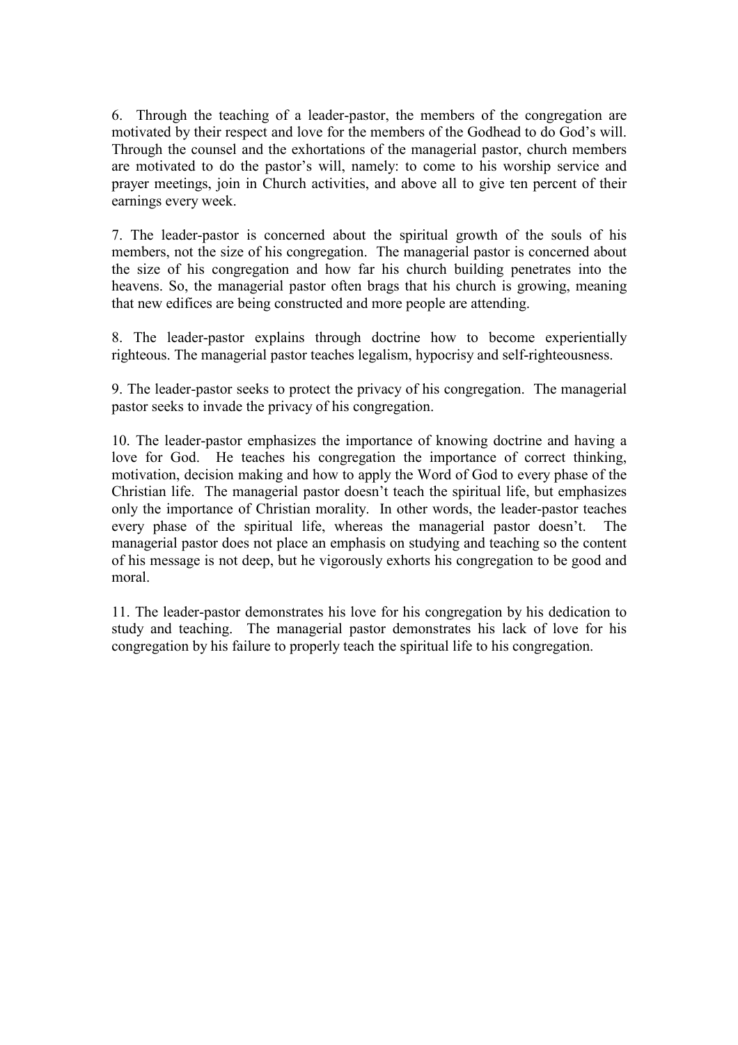6. Through the teaching of a leader-pastor, the members of the congregation are motivated by their respect and love for the members of the Godhead to do God's will. Through the counsel and the exhortations of the managerial pastor, church members are motivated to do the pastor's will, namely: to come to his worship service and prayer meetings, join in Church activities, and above all to give ten percent of their earnings every week.

7. The leader-pastor is concerned about the spiritual growth of the souls of his members, not the size of his congregation. The managerial pastor is concerned about the size of his congregation and how far his church building penetrates into the heavens. So, the managerial pastor often brags that his church is growing, meaning that new edifices are being constructed and more people are attending.

8. The leader-pastor explains through doctrine how to become experientially righteous. The managerial pastor teaches legalism, hypocrisy and self-righteousness.

9. The leader-pastor seeks to protect the privacy of his congregation. The managerial pastor seeks to invade the privacy of his congregation.

10. The leader-pastor emphasizes the importance of knowing doctrine and having a love for God. He teaches his congregation the importance of correct thinking, motivation, decision making and how to apply the Word of God to every phase of the Christian life. The managerial pastor doesn't teach the spiritual life, but emphasizes only the importance of Christian morality. In other words, the leader-pastor teaches every phase of the spiritual life, whereas the managerial pastor doesn't. The managerial pastor does not place an emphasis on studying and teaching so the content of his message is not deep, but he vigorously exhorts his congregation to be good and moral.

11. The leader-pastor demonstrates his love for his congregation by his dedication to study and teaching. The managerial pastor demonstrates his lack of love for his congregation by his failure to properly teach the spiritual life to his congregation.